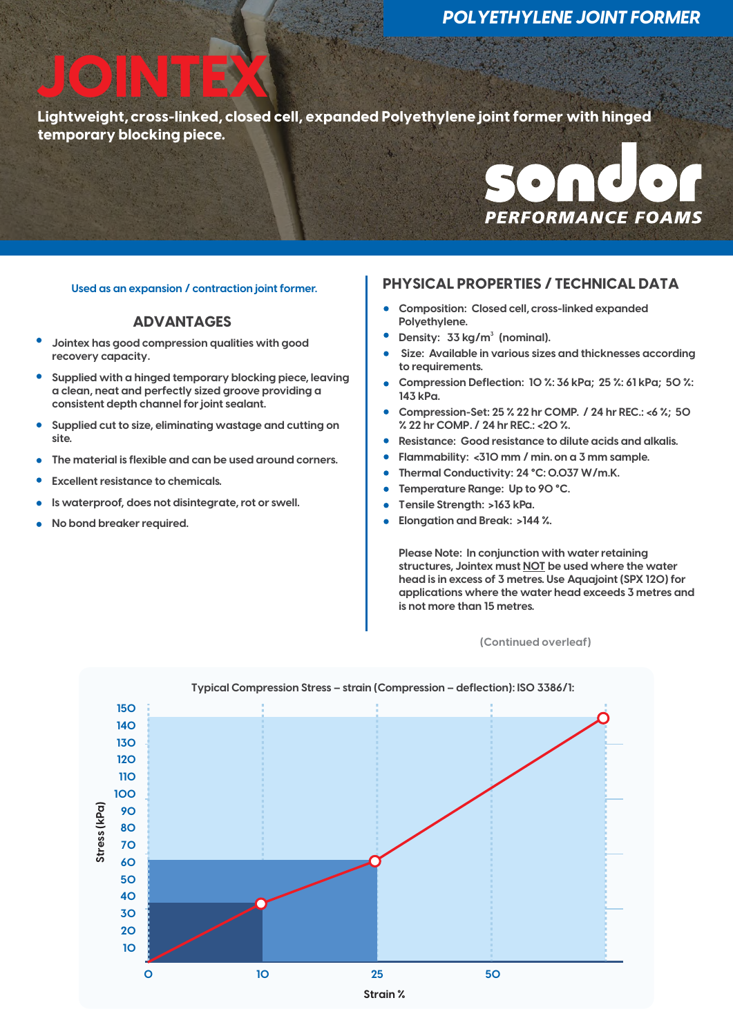POLYETHYLENE JOINT FORMER

# JOINTEX

**Lightweight, cross-linked, closed cell, expanded Polyethylene joint former with hinged temporary blocking piece.**

sondor
PERFORMANCE FOAMS

Used as an expansion / contraction joint former.

## ADVANTAGES

- Jointex has good compression qualities with good recovery capacity.
- Supplied with a hinged temporary blocking piece, leaving a clean, neat and perfectly sized groove providing a consistent depth channel for joint sealant.
- Supplied cut to size, eliminating wastage and cutting on site.
- The material is flexible and can be used around corners.
- Excellent resistance to chemicals.
- Is waterproof, does not disintegrate, rot or swell.
- No bond breaker required.

## PHYSICAL PROPERTIES / TECHNICAL DATA

- Composition: Closed cell, cross-linked expanded Polyethylene.
- Density: 33 kg/m$^3$ (nominal).
- Size: Available in various sizes and thicknesses according to requirements.
- Compression Deflection: 10 %: 36 kPa; 25 %: 61 kPa; 50 %: 143 kPa.
- Compression-Set: 25 % 22 hr COMP. / 24 hr REC.: <6 %; 50 % 22 hr COMP. / 24 hr REC.: <20 %.
- Resistance: Good resistance to dilute acids and alkalis.
- Flammability: <310 mm / min. on a 3 mm sample.
- Thermal Conductivity: 24 °C: 0.037 W/m.K.
- Temperature Range: Up to 90 °C.
- Tensile Strength: >163 kPa.
- Elongation and Break: >144 %.

Please Note: In conjunction with water retaining structures, Jointex must NOT be used where the water head is in excess of 3 metres. Use Aquajoint (SPX 120) for applications where the water head exceeds 3 metres and is not more than 15 metres.

(Continued overleaf)

Typical Compression Stress – strain (Compression – deflection): ISO 3386/1:

| Strain % | Stress (kPa) |
|---|---|
| 0 | 0 |
| 10 | 36 |
| 25 | 61 |
| 50 | 143 |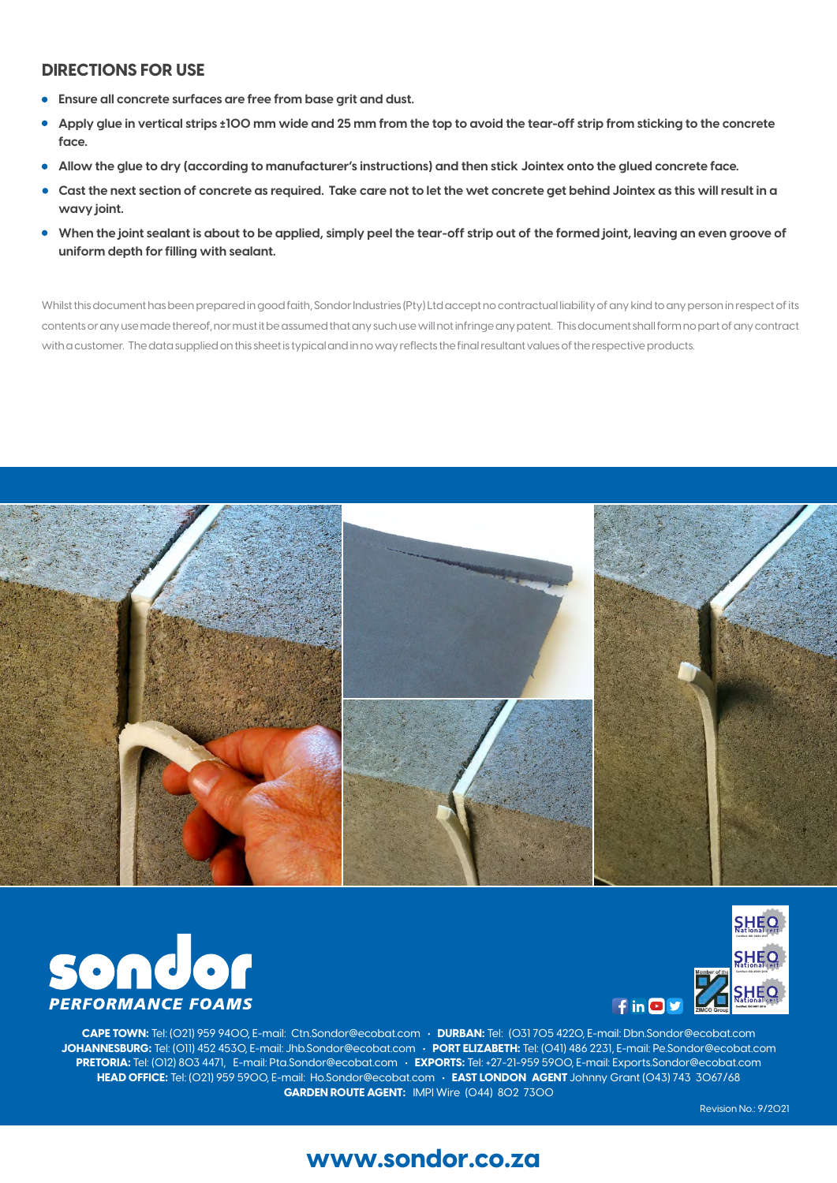## DIRECTIONS FOR USE

- **Ensure all concrete surfaces are free from base grit and dust.**
- **Apply glue in vertical strips ±100 mm wide and 25 mm from the top to avoid the tear-off strip from sticking to the concrete face.**
- **Allow the glue to dry (according to manufacturer's instructions) and then stick Jointex onto the glued concrete face.**
- **Cast the next section of concrete as required. Take care not to let the wet concrete get behind Jointex as this will result in a wavy joint.**
- **When the joint sealant is about to be applied, simply peel the tear-off strip out of the formed joint, leaving an even groove of uniform depth for filling with sealant.**

Whilst this document has been prepared in good faith, Sondor Industries (Pty) Ltd accept no contractual liability of any kind to any person in respect of its contents or any use made thereof, nor must it be assumed that any such use will not infringe any patent. This document shall form no part of any contract with a customer. The data supplied on this sheet is typical and in no way reflects the final resultant values of the respective products.

sondor
*PERFORMANCE FOAMS*

**CAPE TOWN:** Tel: (021) 959 9400, E-mail: Ctn.Sondor@ecobat.com • **DURBAN:** Tel: (031 705 4220, E-mail: Dbn.Sondor@ecobat.com
**JOHANNESBURG:** Tel: (011) 452 4530, E-mail: Jhb.Sondor@ecobat.com • **PORT ELIZABETH:** Tel: (041) 486 2231, E-mail: Pe.Sondor@ecobat.com
**PRETORIA:** Tel: (012) 803 4471, E-mail: Pta.Sondor@ecobat.com • **EXPORTS:** Tel: +27-21-959 5900, E-mail: Exports.Sondor@ecobat.com
**HEAD OFFICE:** Tel: (021) 959 5900, E-mail: Ho.Sondor@ecobat.com • **EAST LONDON AGENT** Johnny Grant (043) 743 3067/68
**GARDEN ROUTE AGENT:** IMPI Wire (044) 802 7300

Revision No.: 9/2021

**www.sondor.co.za**